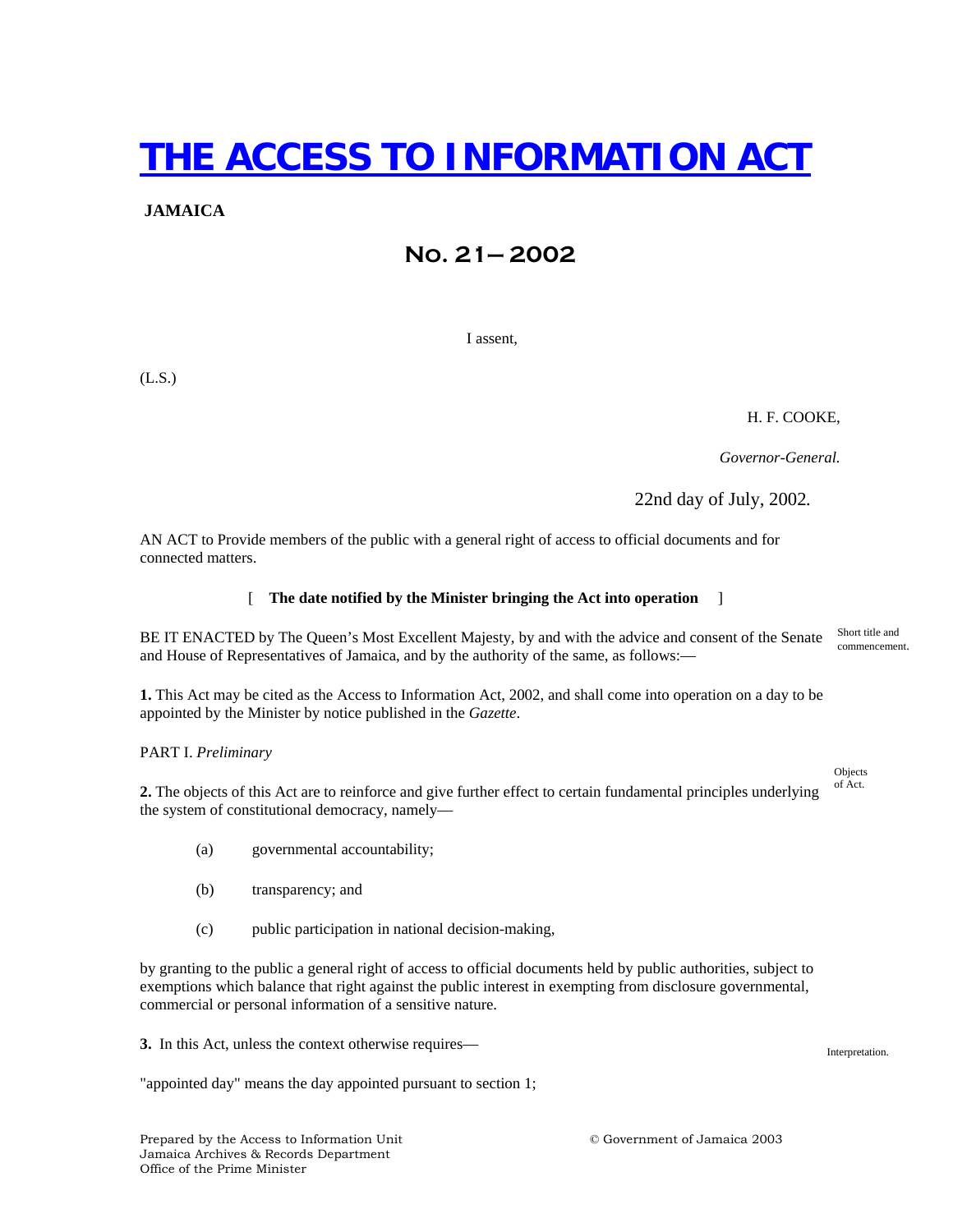# THE ACCESS TO INFORMATION ACT

**JAMAICA**

## No. 21—2002

I assent,

(L.S.)

H. F. COOKE,

*Governor-General.*

22nd day of July, 2002.

AN ACT to Provide members of the public with a general right of access to official documents and for connected matters.

[ **The date notified by the Minister bringing the Act into operation** ]

BE IT ENACTED by The Queen's Most Excellent Majesty, by and with the advice and consent of the Senate and House of Representatives of Jamaica, and by the authority of the same, as follows:—

Short title and commencement.

**1.** This Act may be cited as the Access to Information Act, 2002, and shall come into operation on a day to be appointed by the Minister by notice published in the *Gazette*.

PART I. *Preliminary*

Objects of Act.

**2.** The objects of this Act are to reinforce and give further effect to certain fundamental principles underlying the system of constitutional democracy, namely—

(a) governmental accountability;

(b) transparency; and

(c) public participation in national decision-making,

by granting to the public a general right of access to official documents held by public authorities, subject to exemptions which balance that right against the public interest in exempting from disclosure governmental, commercial or personal information of a sensitive nature.

Interpretation.

**3.** In this Act, unless the context otherwise requires—

"appointed day" means the day appointed pursuant to section 1;

Prepared by the Access to Information Unit
Jamaica Archives & Records Department
Office of the Prime Minister

© Government of Jamaica 2003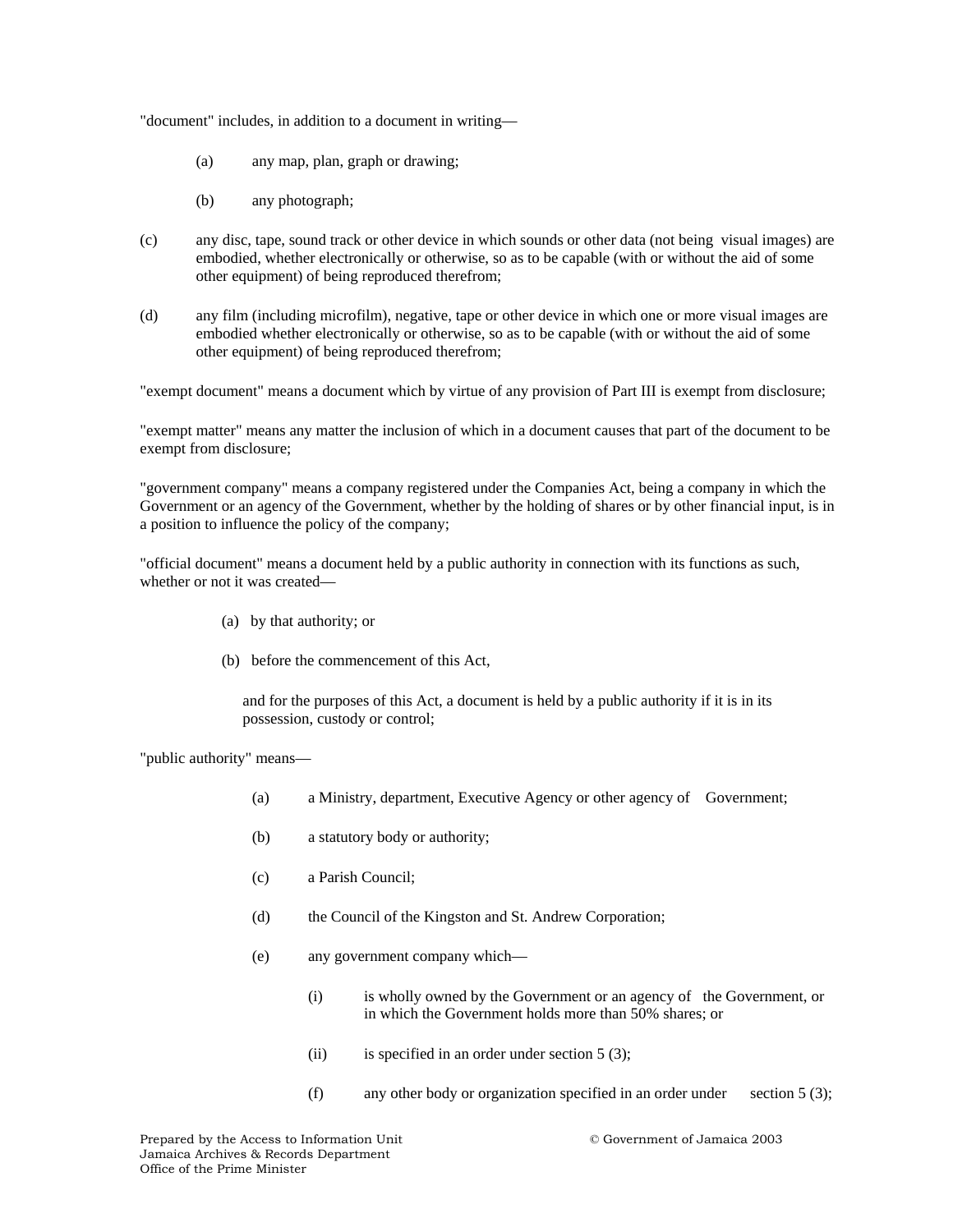"document" includes, in addition to a document in writing—

(a) any map, plan, graph or drawing;

(b) any photograph;

(c) any disc, tape, sound track or other device in which sounds or other data (not being visual images) are embodied, whether electronically or otherwise, so as to be capable (with or without the aid of some other equipment) of being reproduced therefrom;

(d) any film (including microfilm), negative, tape or other device in which one or more visual images are embodied whether electronically or otherwise, so as to be capable (with or without the aid of some other equipment) of being reproduced therefrom;

"exempt document" means a document which by virtue of any provision of Part III is exempt from disclosure;

"exempt matter" means any matter the inclusion of which in a document causes that part of the document to be exempt from disclosure;

"government company" means a company registered under the Companies Act, being a company in which the Government or an agency of the Government, whether by the holding of shares or by other financial input, is in a position to influence the policy of the company;

"official document" means a document held by a public authority in connection with its functions as such, whether or not it was created—

(a) by that authority; or

(b) before the commencement of this Act,

and for the purposes of this Act, a document is held by a public authority if it is in its possession, custody or control;

"public authority" means—

(a) a Ministry, department, Executive Agency or other agency of Government;

(b) a statutory body or authority;

(c) a Parish Council;

(d) the Council of the Kingston and St. Andrew Corporation;

(e) any government company which—

(i) is wholly owned by the Government or an agency of the Government, or in which the Government holds more than 50% shares; or

(ii) is specified in an order under section 5 (3);

(f) any other body or organization specified in an order under section 5 (3);

Prepared by the Access to Information Unit
Jamaica Archives & Records Department
Office of the Prime Minister

© Government of Jamaica 2003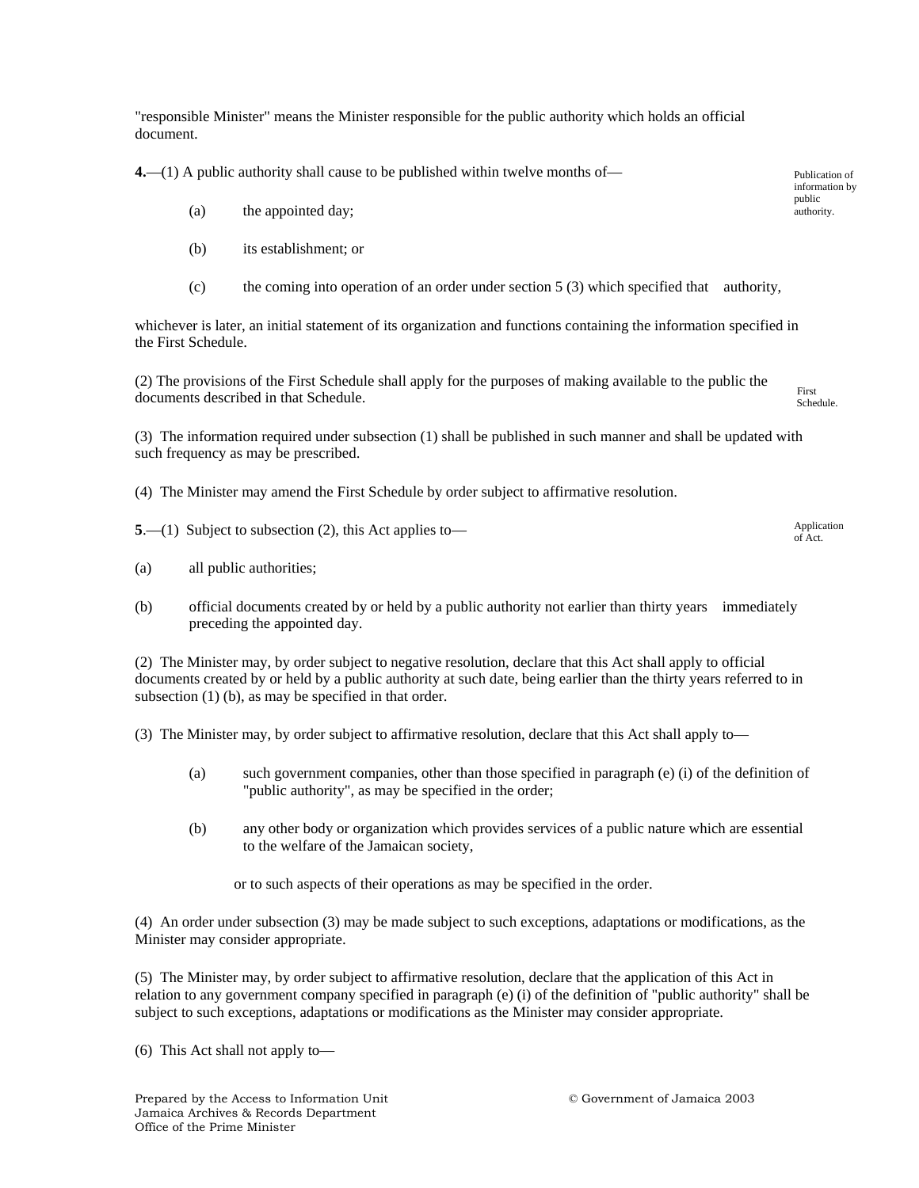"responsible Minister" means the Minister responsible for the public authority which holds an official document.

**4.**—(1) A public authority shall cause to be published within twelve months of—

Publication of information by public authority.

(a) the appointed day;

(b) its establishment; or

(c) the coming into operation of an order under section 5 (3) which specified that authority,

whichever is later, an initial statement of its organization and functions containing the information specified in the First Schedule.

(2) The provisions of the First Schedule shall apply for the purposes of making available to the public the documents described in that Schedule.

First Schedule.

(3) The information required under subsection (1) shall be published in such manner and shall be updated with such frequency as may be prescribed.

(4) The Minister may amend the First Schedule by order subject to affirmative resolution.

**5**.—(1) Subject to subsection (2), this Act applies to—

Application of Act.

(a) all public authorities;

(b) official documents created by or held by a public authority not earlier than thirty years immediately preceding the appointed day.

(2) The Minister may, by order subject to negative resolution, declare that this Act shall apply to official documents created by or held by a public authority at such date, being earlier than the thirty years referred to in subsection (1) (b), as may be specified in that order.

(3) The Minister may, by order subject to affirmative resolution, declare that this Act shall apply to—

(a) such government companies, other than those specified in paragraph (e) (i) of the definition of "public authority", as may be specified in the order;

(b) any other body or organization which provides services of a public nature which are essential to the welfare of the Jamaican society,

or to such aspects of their operations as may be specified in the order.

(4) An order under subsection (3) may be made subject to such exceptions, adaptations or modifications, as the Minister may consider appropriate.

(5) The Minister may, by order subject to affirmative resolution, declare that the application of this Act in relation to any government company specified in paragraph (e) (i) of the definition of "public authority" shall be subject to such exceptions, adaptations or modifications as the Minister may consider appropriate.

(6) This Act shall not apply to—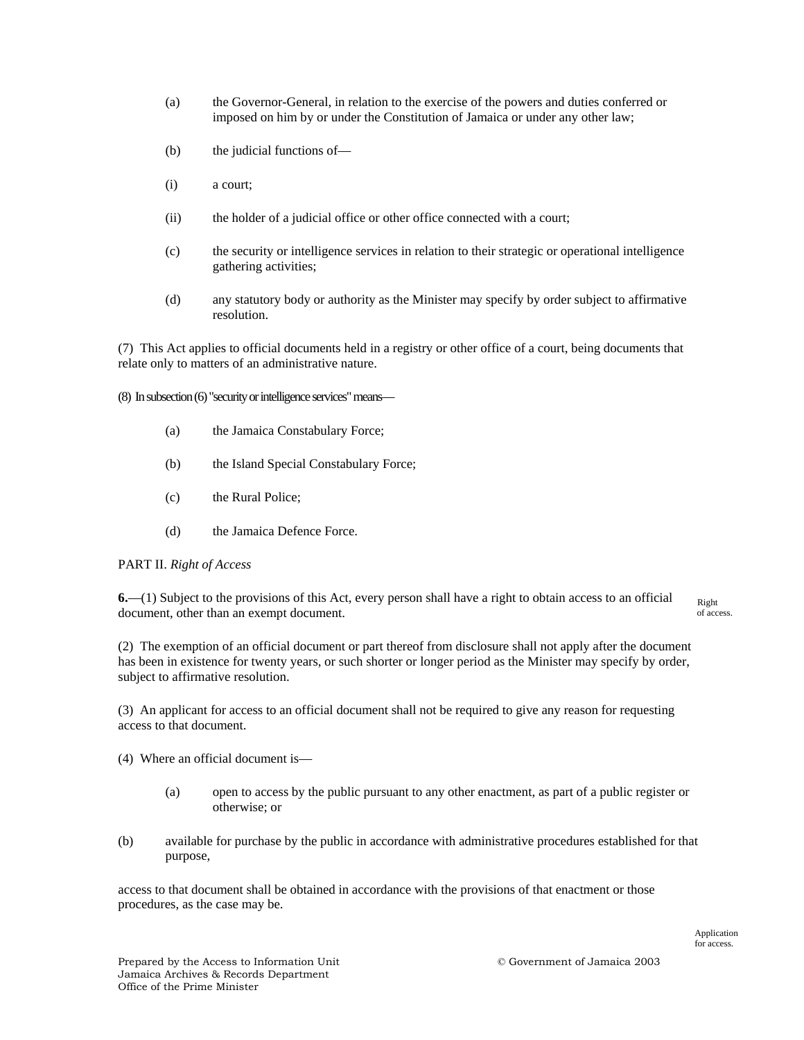(a) the Governor-General, in relation to the exercise of the powers and duties conferred or imposed on him by or under the Constitution of Jamaica or under any other law;

(b) the judicial functions of—

(i) a court;

(ii) the holder of a judicial office or other office connected with a court;

(c) the security or intelligence services in relation to their strategic or operational intelligence gathering activities;

(d) any statutory body or authority as the Minister may specify by order subject to affirmative resolution.

(7) This Act applies to official documents held in a registry or other office of a court, being documents that relate only to matters of an administrative nature.

(8) In subsection (6) "security or intelligence services" means—

(a) the Jamaica Constabulary Force;

(b) the Island Special Constabulary Force;

(c) the Rural Police;

(d) the Jamaica Defence Force.

PART II. *Right of Access*

Right of access.

**6.**—(1) Subject to the provisions of this Act, every person shall have a right to obtain access to an official document, other than an exempt document.

(2) The exemption of an official document or part thereof from disclosure shall not apply after the document has been in existence for twenty years, or such shorter or longer period as the Minister may specify by order, subject to affirmative resolution.

(3) An applicant for access to an official document shall not be required to give any reason for requesting access to that document.

(4) Where an official document is—

(a) open to access by the public pursuant to any other enactment, as part of a public register or otherwise; or

(b) available for purchase by the public in accordance with administrative procedures established for that purpose,

access to that document shall be obtained in accordance with the provisions of that enactment or those procedures, as the case may be.

Application for access.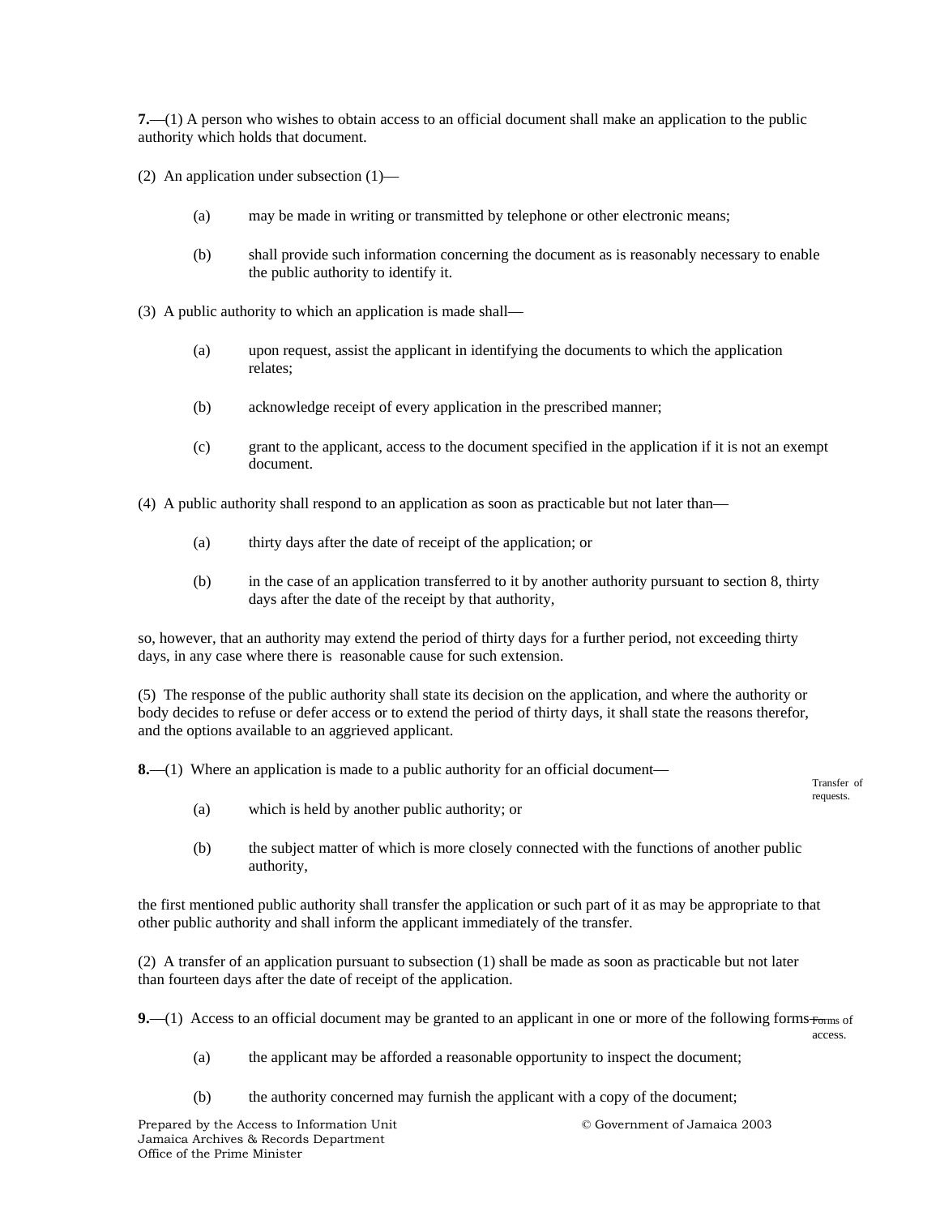**7.**—(1) A person who wishes to obtain access to an official document shall make an application to the public authority which holds that document.

(2) An application under subsection (1)—

(a) may be made in writing or transmitted by telephone or other electronic means;

(b) shall provide such information concerning the document as is reasonably necessary to enable the public authority to identify it.

(3) A public authority to which an application is made shall—

(a) upon request, assist the applicant in identifying the documents to which the application relates;

(b) acknowledge receipt of every application in the prescribed manner;

(c) grant to the applicant, access to the document specified in the application if it is not an exempt document.

(4) A public authority shall respond to an application as soon as practicable but not later than—

(a) thirty days after the date of receipt of the application; or

(b) in the case of an application transferred to it by another authority pursuant to section 8, thirty days after the date of the receipt by that authority,

so, however, that an authority may extend the period of thirty days for a further period, not exceeding thirty days, in any case where there is reasonable cause for such extension.

(5) The response of the public authority shall state its decision on the application, and where the authority or body decides to refuse or defer access or to extend the period of thirty days, it shall state the reasons therefor, and the options available to an aggrieved applicant.

Transfer of requests.

**8.**—(1) Where an application is made to a public authority for an official document—

(a) which is held by another public authority; or

(b) the subject matter of which is more closely connected with the functions of another public authority,

the first mentioned public authority shall transfer the application or such part of it as may be appropriate to that other public authority and shall inform the applicant immediately of the transfer.

(2) A transfer of an application pursuant to subsection (1) shall be made as soon as practicable but not later than fourteen days after the date of receipt of the application.

Forms of access.

**9.**—(1) Access to an official document may be granted to an applicant in one or more of the following forms—

(a) the applicant may be afforded a reasonable opportunity to inspect the document;

(b) the authority concerned may furnish the applicant with a copy of the document;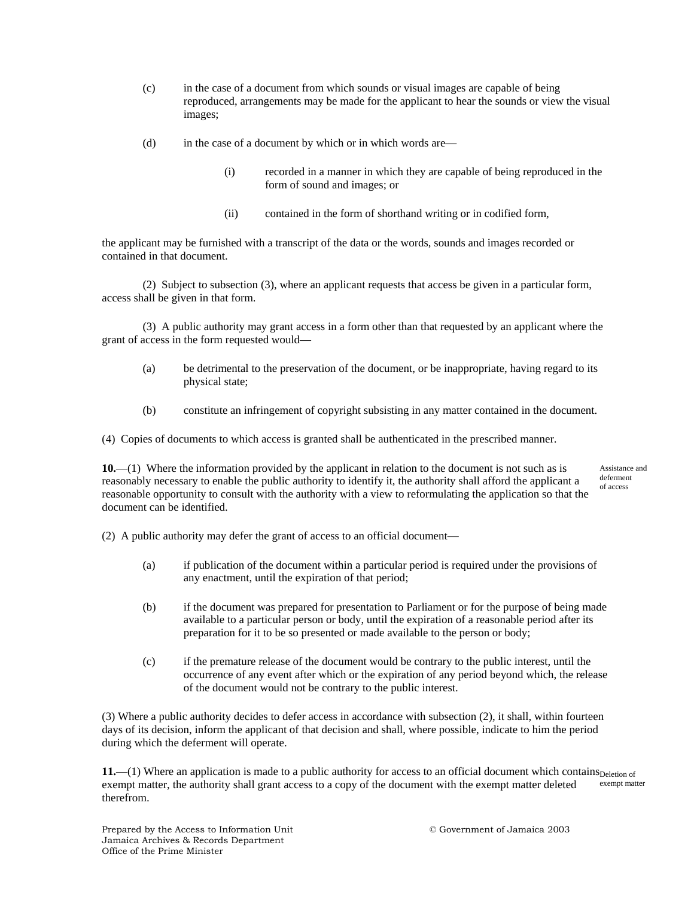(c) in the case of a document from which sounds or visual images are capable of being reproduced, arrangements may be made for the applicant to hear the sounds or view the visual images;

(d) in the case of a document by which or in which words are—

(i) recorded in a manner in which they are capable of being reproduced in the form of sound and images; or

(ii) contained in the form of shorthand writing or in codified form,

the applicant may be furnished with a transcript of the data or the words, sounds and images recorded or contained in that document.

(2) Subject to subsection (3), where an applicant requests that access be given in a particular form, access shall be given in that form.

(3) A public authority may grant access in a form other than that requested by an applicant where the grant of access in the form requested would—

(a) be detrimental to the preservation of the document, or be inappropriate, having regard to its physical state;

(b) constitute an infringement of copyright subsisting in any matter contained in the document.

(4) Copies of documents to which access is granted shall be authenticated in the prescribed manner.

Assistance and deferment of access

**10.**—(1) Where the information provided by the applicant in relation to the document is not such as is reasonably necessary to enable the public authority to identify it, the authority shall afford the applicant a reasonable opportunity to consult with the authority with a view to reformulating the application so that the document can be identified.

(2) A public authority may defer the grant of access to an official document—

(a) if publication of the document within a particular period is required under the provisions of any enactment, until the expiration of that period;

(b) if the document was prepared for presentation to Parliament or for the purpose of being made available to a particular person or body, until the expiration of a reasonable period after its preparation for it to be so presented or made available to the person or body;

(c) if the premature release of the document would be contrary to the public interest, until the occurrence of any event after which or the expiration of any period beyond which, the release of the document would not be contrary to the public interest.

(3) Where a public authority decides to defer access in accordance with subsection (2), it shall, within fourteen days of its decision, inform the applicant of that decision and shall, where possible, indicate to him the period during which the deferment will operate.

Deletion of exempt matter

**11.**—(1) Where an application is made to a public authority for access to an official document which contains exempt matter, the authority shall grant access to a copy of the document with the exempt matter deleted therefrom.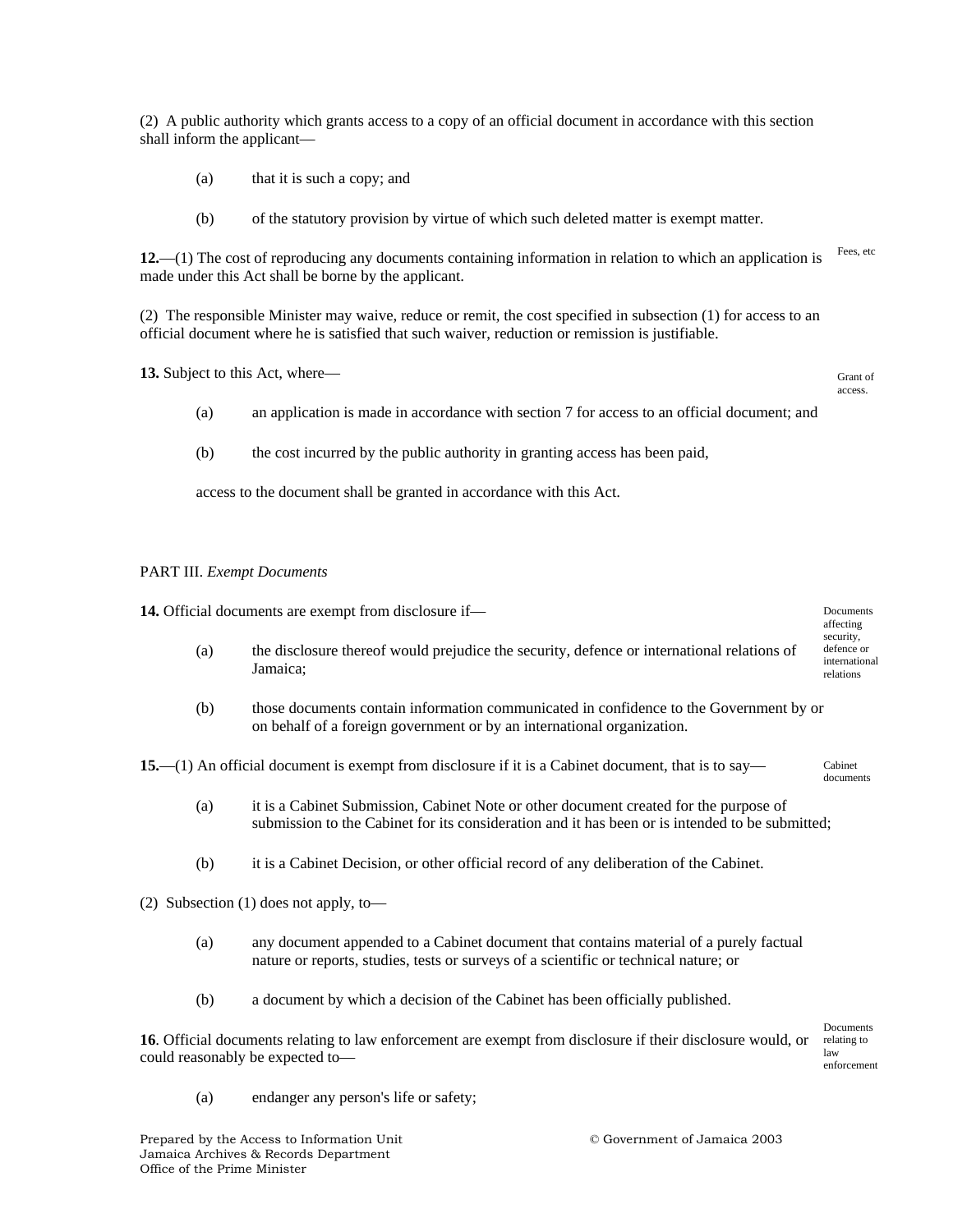(2) A public authority which grants access to a copy of an official document in accordance with this section shall inform the applicant—

(a) that it is such a copy; and

(b) of the statutory provision by virtue of which such deleted matter is exempt matter.

Fees, etc

**12.**—(1) The cost of reproducing any documents containing information in relation to which an application is made under this Act shall be borne by the applicant.

(2) The responsible Minister may waive, reduce or remit, the cost specified in subsection (1) for access to an official document where he is satisfied that such waiver, reduction or remission is justifiable.

Grant of access.

**13.** Subject to this Act, where—

(a) an application is made in accordance with section 7 for access to an official document; and

(b) the cost incurred by the public authority in granting access has been paid,

access to the document shall be granted in accordance with this Act.

## PART III. *Exempt Documents*

Documents affecting security, defence or international relations

**14.** Official documents are exempt from disclosure if—

(a) the disclosure thereof would prejudice the security, defence or international relations of Jamaica;

(b) those documents contain information communicated in confidence to the Government by or on behalf of a foreign government or by an international organization.

Cabinet documents

**15.**—(1) An official document is exempt from disclosure if it is a Cabinet document, that is to say—

(a) it is a Cabinet Submission, Cabinet Note or other document created for the purpose of submission to the Cabinet for its consideration and it has been or is intended to be submitted;

(b) it is a Cabinet Decision, or other official record of any deliberation of the Cabinet.

(2) Subsection (1) does not apply, to—

(a) any document appended to a Cabinet document that contains material of a purely factual nature or reports, studies, tests or surveys of a scientific or technical nature; or

(b) a document by which a decision of the Cabinet has been officially published.

Documents relating to law enforcement

**16**. Official documents relating to law enforcement are exempt from disclosure if their disclosure would, or could reasonably be expected to—

(a) endanger any person's life or safety;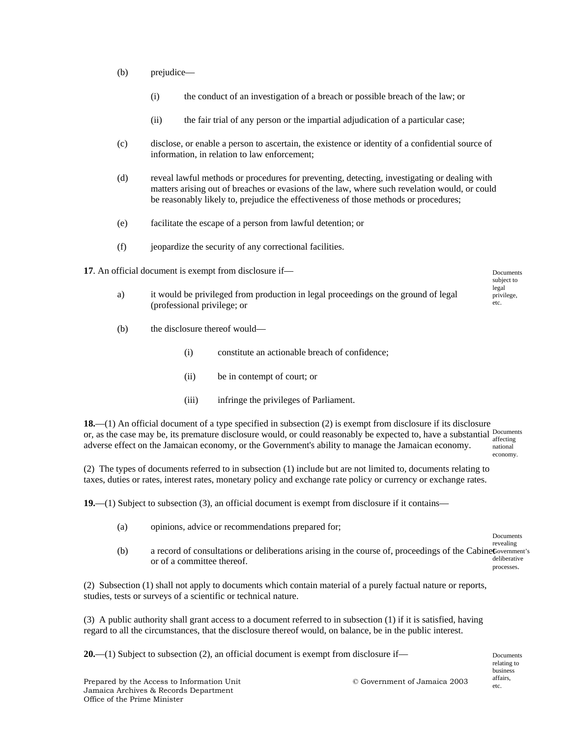(b) prejudice—

  (i) the conduct of an investigation of a breach or possible breach of the law; or

  (ii) the fair trial of any person or the impartial adjudication of a particular case;

(c) disclose, or enable a person to ascertain, the existence or identity of a confidential source of information, in relation to law enforcement;

(d) reveal lawful methods or procedures for preventing, detecting, investigating or dealing with matters arising out of breaches or evasions of the law, where such revelation would, or could be reasonably likely to, prejudice the effectiveness of those methods or procedures;

(e) facilitate the escape of a person from lawful detention; or

(f) jeopardize the security of any correctional facilities.

*Documents subject to legal privilege, etc.*

**17**. An official document is exempt from disclosure if—

a) it would be privileged from production in legal proceedings on the ground of legal (professional privilege; or

(b) the disclosure thereof would—

  (i) constitute an actionable breach of confidence;

  (ii) be in contempt of court; or

  (iii) infringe the privileges of Parliament.

*Documents affecting national economy.*

**18.**—(1) An official document of a type specified in subsection (2) is exempt from disclosure if its disclosure or, as the case may be, its premature disclosure would, or could reasonably be expected to, have a substantial adverse effect on the Jamaican economy, or the Government's ability to manage the Jamaican economy.

(2) The types of documents referred to in subsection (1) include but are not limited to, documents relating to taxes, duties or rates, interest rates, monetary policy and exchange rate policy or currency or exchange rates.

*Documents revealing Government's deliberative processes.*

**19.**—(1) Subject to subsection (3), an official document is exempt from disclosure if it contains—

(a) opinions, advice or recommendations prepared for;

(b) a record of consultations or deliberations arising in the course of, proceedings of the Cabinet or of a committee thereof.

(2) Subsection (1) shall not apply to documents which contain material of a purely factual nature or reports, studies, tests or surveys of a scientific or technical nature.

(3) A public authority shall grant access to a document referred to in subsection (1) if it is satisfied, having regard to all the circumstances, that the disclosure thereof would, on balance, be in the public interest.

*Documents relating to business affairs, etc.*

**20.**—(1) Subject to subsection (2), an official document is exempt from disclosure if—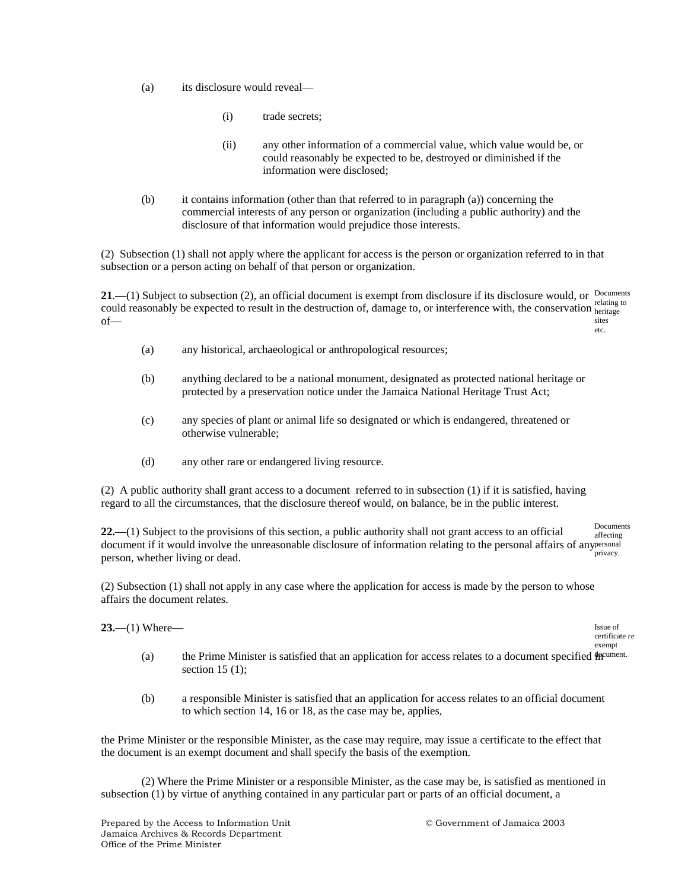(a) its disclosure would reveal—

(i) trade secrets;

(ii) any other information of a commercial value, which value would be, or could reasonably be expected to be, destroyed or diminished if the information were disclosed;

(b) it contains information (other than that referred to in paragraph (a)) concerning the commercial interests of any person or organization (including a public authority) and the disclosure of that information would prejudice those interests.

(2) Subsection (1) shall not apply where the applicant for access is the person or organization referred to in that subsection or a person acting on behalf of that person or organization.

Documents relating to heritage sites etc.

**21**.—(1) Subject to subsection (2), an official document is exempt from disclosure if its disclosure would, or could reasonably be expected to result in the destruction of, damage to, or interference with, the conservation of—

(a) any historical, archaeological or anthropological resources;

(b) anything declared to be a national monument, designated as protected national heritage or protected by a preservation notice under the Jamaica National Heritage Trust Act;

(c) any species of plant or animal life so designated or which is endangered, threatened or otherwise vulnerable;

(d) any other rare or endangered living resource.

(2) A public authority shall grant access to a document referred to in subsection (1) if it is satisfied, having regard to all the circumstances, that the disclosure thereof would, on balance, be in the public interest.

Documents affecting personal privacy.

**22.**—(1) Subject to the provisions of this section, a public authority shall not grant access to an official document if it would involve the unreasonable disclosure of information relating to the personal affairs of any person, whether living or dead.

(2) Subsection (1) shall not apply in any case where the application for access is made by the person to whose affairs the document relates.

Issue of certificate *re* exempt document.

**23.**—(1) Where—

(a) the Prime Minister is satisfied that an application for access relates to a document specified in section 15 (1);

(b) a responsible Minister is satisfied that an application for access relates to an official document to which section 14, 16 or 18, as the case may be, applies,

the Prime Minister or the responsible Minister, as the case may require, may issue a certificate to the effect that the document is an exempt document and shall specify the basis of the exemption.

(2) Where the Prime Minister or a responsible Minister, as the case may be, is satisfied as mentioned in subsection (1) by virtue of anything contained in any particular part or parts of an official document, a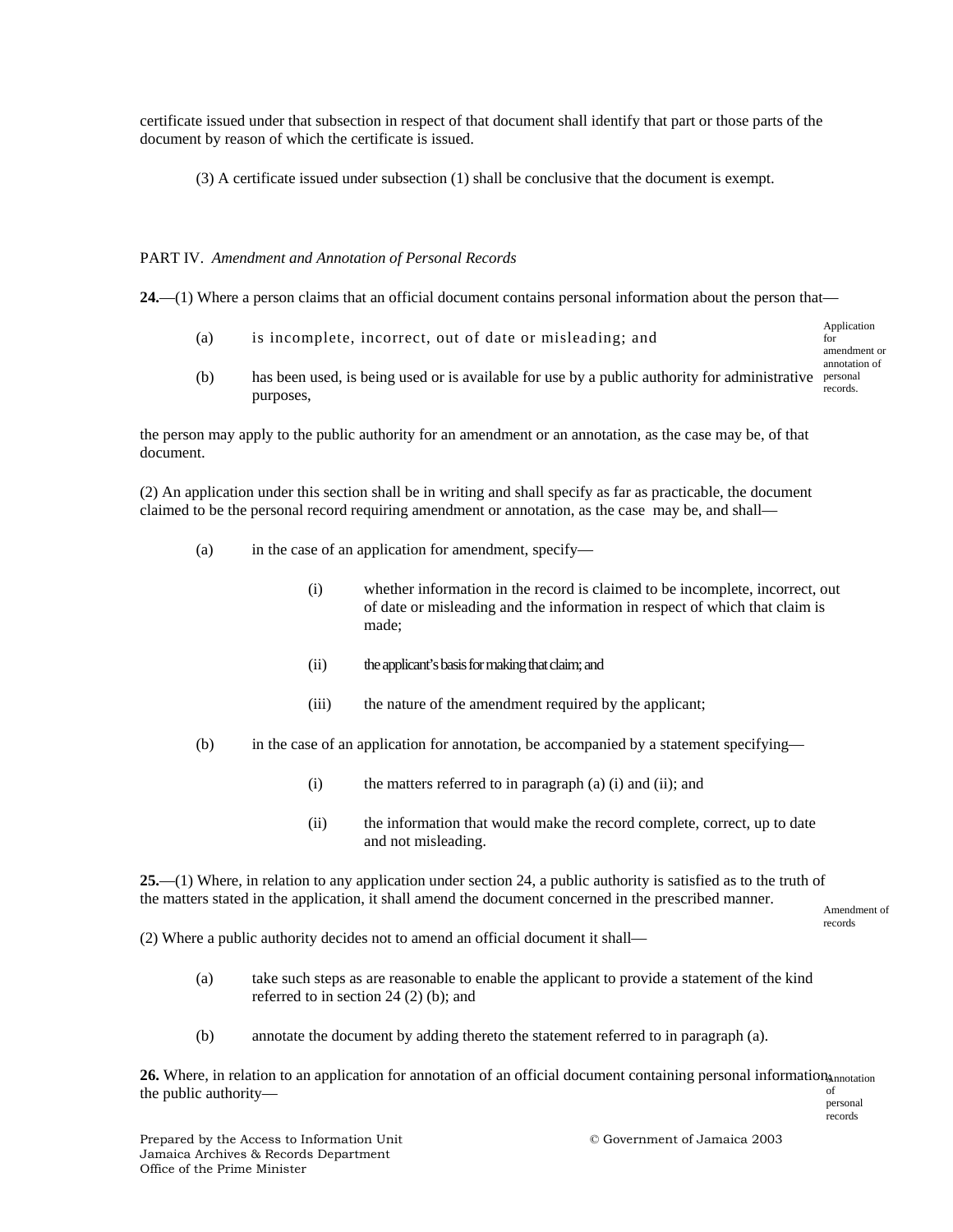certificate issued under that subsection in respect of that document shall identify that part or those parts of the document by reason of which the certificate is issued.

(3) A certificate issued under subsection (1) shall be conclusive that the document is exempt.

PART IV. *Amendment and Annotation of Personal Records*

**24.**—(1) Where a person claims that an official document contains personal information about the person that—

Application for amendment or annotation of personal records.

(a) is incomplete, incorrect, out of date or misleading; and

(b) has been used, is being used or is available for use by a public authority for administrative purposes,

the person may apply to the public authority for an amendment or an annotation, as the case may be, of that document.

(2) An application under this section shall be in writing and shall specify as far as practicable, the document claimed to be the personal record requiring amendment or annotation, as the case may be, and shall—

(a) in the case of an application for amendment, specify—

(i) whether information in the record is claimed to be incomplete, incorrect, out of date or misleading and the information in respect of which that claim is made;

(ii) the applicant's basis for making that claim; and

(iii) the nature of the amendment required by the applicant;

(b) in the case of an application for annotation, be accompanied by a statement specifying—

(i) the matters referred to in paragraph (a) (i) and (ii); and

(ii) the information that would make the record complete, correct, up to date and not misleading.

**25.**—(1) Where, in relation to any application under section 24, a public authority is satisfied as to the truth of the matters stated in the application, it shall amend the document concerned in the prescribed manner.

Amendment of records

(2) Where a public authority decides not to amend an official document it shall—

(a) take such steps as are reasonable to enable the applicant to provide a statement of the kind referred to in section 24 (2) (b); and

(b) annotate the document by adding thereto the statement referred to in paragraph (a).

**26.** Where, in relation to an application for annotation of an official document containing personal information, the public authority—

Annotation of personal records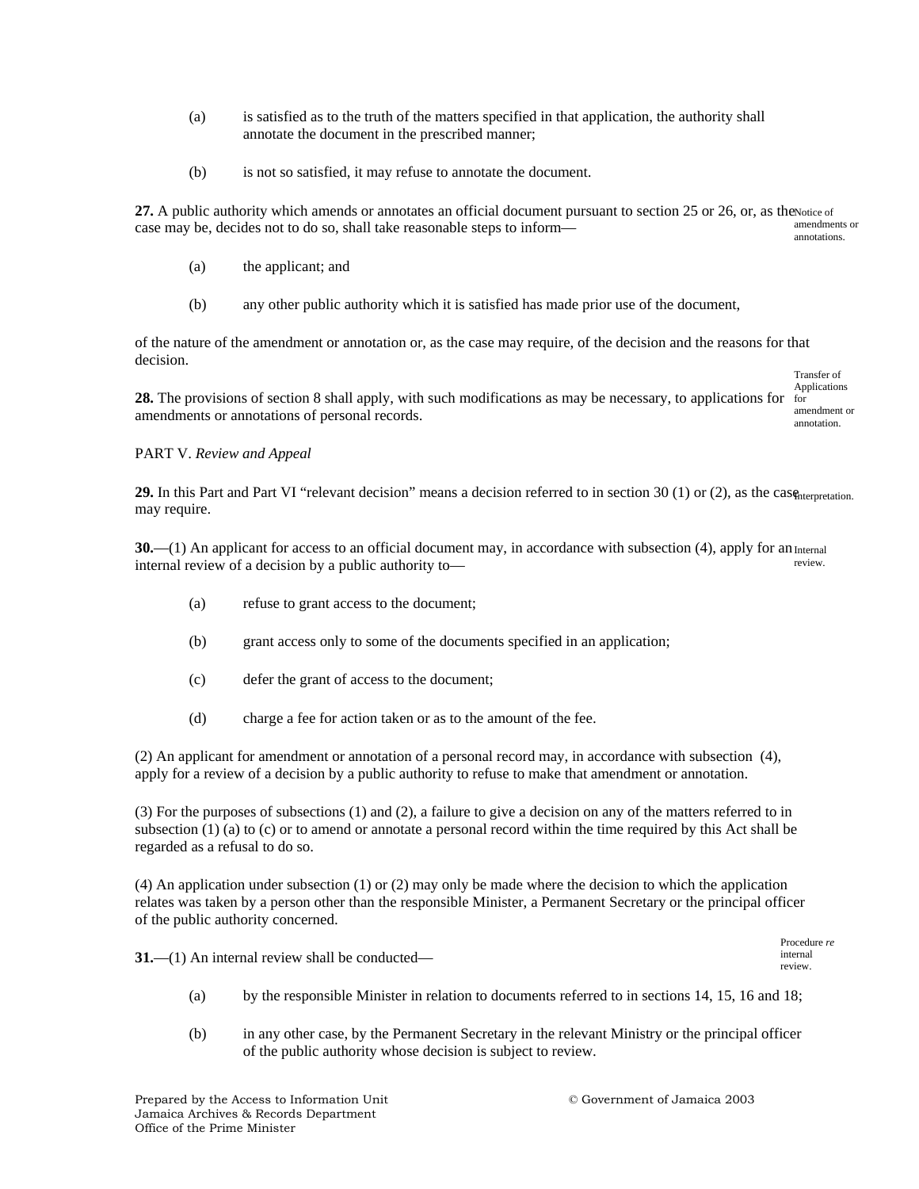(a) is satisfied as to the truth of the matters specified in that application, the authority shall annotate the document in the prescribed manner;

(b) is not so satisfied, it may refuse to annotate the document.

Notice of amendments or annotations.

**27.** A public authority which amends or annotates an official document pursuant to section 25 or 26, or, as the case may be, decides not to do so, shall take reasonable steps to inform—

(a) the applicant; and

(b) any other public authority which it is satisfied has made prior use of the document,

of the nature of the amendment or annotation or, as the case may require, of the decision and the reasons for that decision.

Transfer of Applications for amendment or annotation.

**28.** The provisions of section 8 shall apply, with such modifications as may be necessary, to applications for amendments or annotations of personal records.

PART V. *Review and Appeal*

Interpretation.

**29.** In this Part and Part VI "relevant decision" means a decision referred to in section 30 (1) or (2), as the case may require.

Internal review.

**30.**—(1) An applicant for access to an official document may, in accordance with subsection (4), apply for an internal review of a decision by a public authority to—

(a) refuse to grant access to the document;

(b) grant access only to some of the documents specified in an application;

(c) defer the grant of access to the document;

(d) charge a fee for action taken or as to the amount of the fee.

(2) An applicant for amendment or annotation of a personal record may, in accordance with subsection (4), apply for a review of a decision by a public authority to refuse to make that amendment or annotation.

(3) For the purposes of subsections (1) and (2), a failure to give a decision on any of the matters referred to in subsection (1) (a) to (c) or to amend or annotate a personal record within the time required by this Act shall be regarded as a refusal to do so.

(4) An application under subsection (1) or (2) may only be made where the decision to which the application relates was taken by a person other than the responsible Minister, a Permanent Secretary or the principal officer of the public authority concerned.

Procedure *re* internal review.

**31.**—(1) An internal review shall be conducted—

(a) by the responsible Minister in relation to documents referred to in sections 14, 15, 16 and 18;

(b) in any other case, by the Permanent Secretary in the relevant Ministry or the principal officer of the public authority whose decision is subject to review.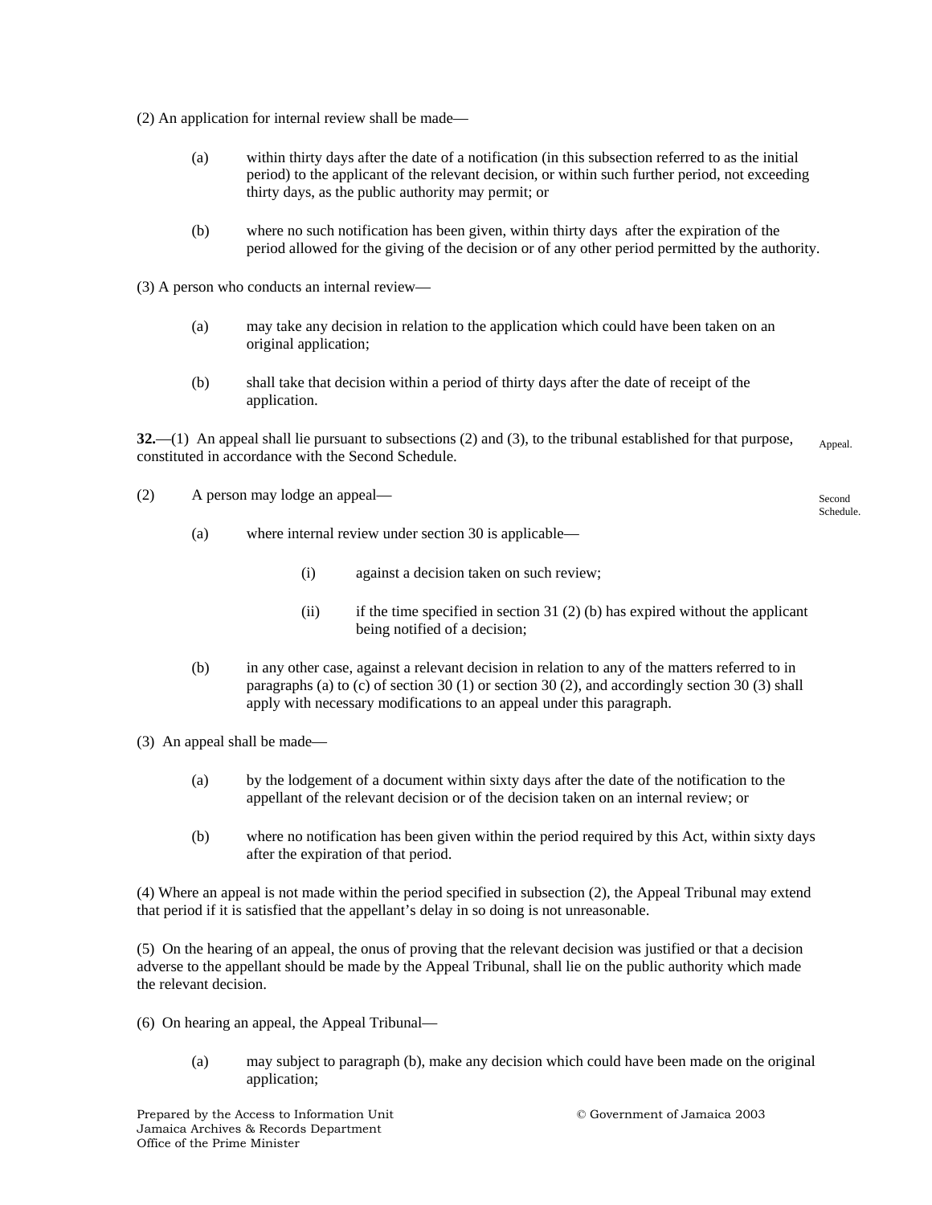(2) An application for internal review shall be made—

(a) within thirty days after the date of a notification (in this subsection referred to as the initial period) to the applicant of the relevant decision, or within such further period, not exceeding thirty days, as the public authority may permit; or

(b) where no such notification has been given, within thirty days after the expiration of the period allowed for the giving of the decision or of any other period permitted by the authority.

(3) A person who conducts an internal review—

(a) may take any decision in relation to the application which could have been taken on an original application;

(b) shall take that decision within a period of thirty days after the date of receipt of the application.

**32.**—(1) An appeal shall lie pursuant to subsections (2) and (3), to the tribunal established for that purpose, constituted in accordance with the Second Schedule.

Appeal.

(2) A person may lodge an appeal—

Second Schedule.

(a) where internal review under section 30 is applicable—

(i) against a decision taken on such review;

(ii) if the time specified in section 31 (2) (b) has expired without the applicant being notified of a decision;

(b) in any other case, against a relevant decision in relation to any of the matters referred to in paragraphs (a) to (c) of section 30 (1) or section 30 (2), and accordingly section 30 (3) shall apply with necessary modifications to an appeal under this paragraph.

(3) An appeal shall be made—

(a) by the lodgement of a document within sixty days after the date of the notification to the appellant of the relevant decision or of the decision taken on an internal review; or

(b) where no notification has been given within the period required by this Act, within sixty days after the expiration of that period.

(4) Where an appeal is not made within the period specified in subsection (2), the Appeal Tribunal may extend that period if it is satisfied that the appellant's delay in so doing is not unreasonable.

(5) On the hearing of an appeal, the onus of proving that the relevant decision was justified or that a decision adverse to the appellant should be made by the Appeal Tribunal, shall lie on the public authority which made the relevant decision.

(6) On hearing an appeal, the Appeal Tribunal—

(a) may subject to paragraph (b), make any decision which could have been made on the original application;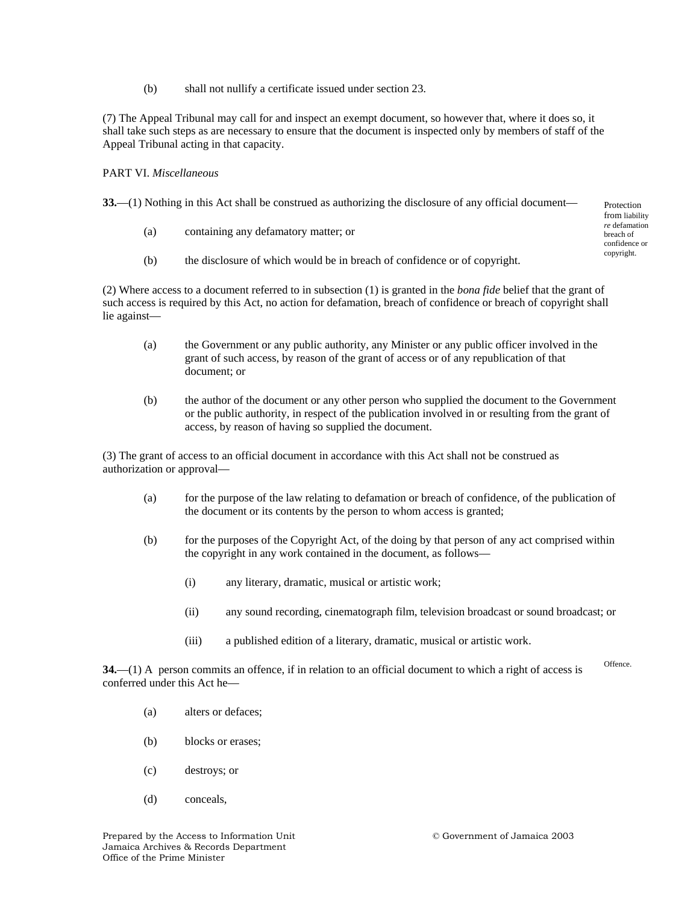(b) shall not nullify a certificate issued under section 23.

(7) The Appeal Tribunal may call for and inspect an exempt document, so however that, where it does so, it shall take such steps as are necessary to ensure that the document is inspected only by members of staff of the Appeal Tribunal acting in that capacity.

PART VI. *Miscellaneous*

Protection from liability *re* defamation breach of confidence or copyright.

**33.**—(1) Nothing in this Act shall be construed as authorizing the disclosure of any official document—

(a) containing any defamatory matter; or

(b) the disclosure of which would be in breach of confidence or of copyright.

(2) Where access to a document referred to in subsection (1) is granted in the *bona fide* belief that the grant of such access is required by this Act, no action for defamation, breach of confidence or breach of copyright shall lie against—

(a) the Government or any public authority, any Minister or any public officer involved in the grant of such access, by reason of the grant of access or of any republication of that document; or

(b) the author of the document or any other person who supplied the document to the Government or the public authority, in respect of the publication involved in or resulting from the grant of access, by reason of having so supplied the document.

(3) The grant of access to an official document in accordance with this Act shall not be construed as authorization or approval—

(a) for the purpose of the law relating to defamation or breach of confidence, of the publication of the document or its contents by the person to whom access is granted;

(b) for the purposes of the Copyright Act, of the doing by that person of any act comprised within the copyright in any work contained in the document, as follows—

(i) any literary, dramatic, musical or artistic work;

(ii) any sound recording, cinematograph film, television broadcast or sound broadcast; or

(iii) a published edition of a literary, dramatic, musical or artistic work.

Offence.

**34.**—(1) A person commits an offence, if in relation to an official document to which a right of access is conferred under this Act he—

(a) alters or defaces;

(b) blocks or erases;

(c) destroys; or

(d) conceals,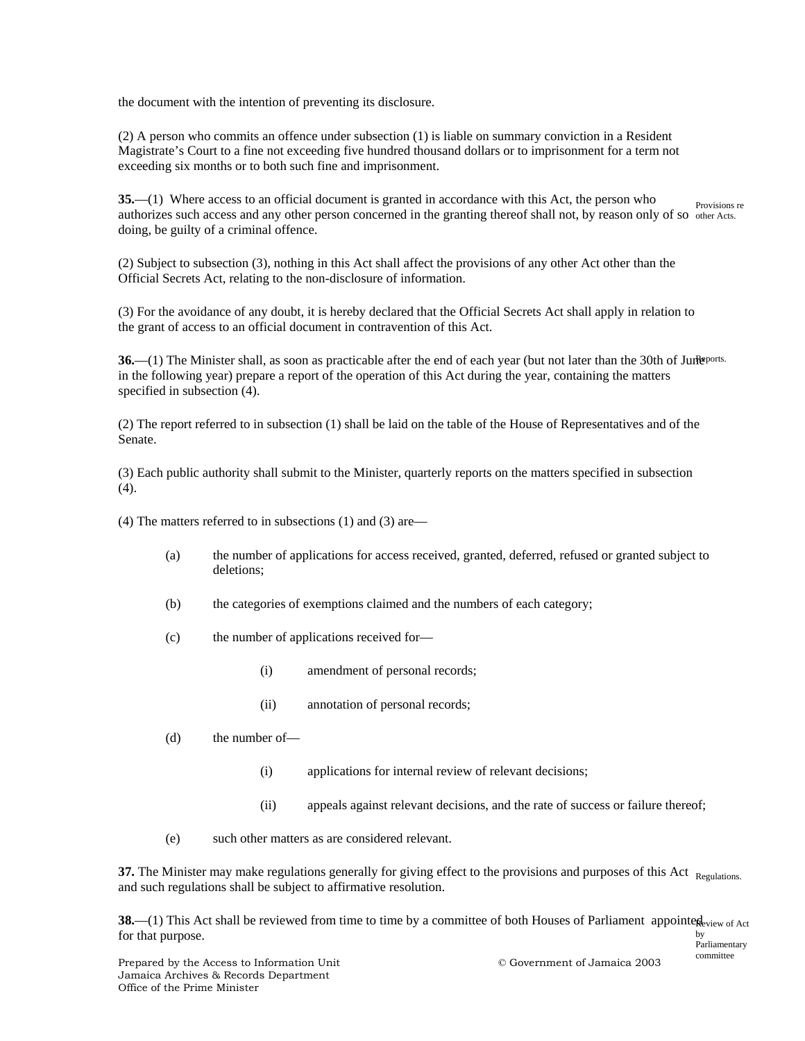the document with the intention of preventing its disclosure.

(2) A person who commits an offence under subsection (1) is liable on summary conviction in a Resident Magistrate's Court to a fine not exceeding five hundred thousand dollars or to imprisonment for a term not exceeding six months or to both such fine and imprisonment.

Provisions re other Acts.

**35.**—(1) Where access to an official document is granted in accordance with this Act, the person who authorizes such access and any other person concerned in the granting thereof shall not, by reason only of so doing, be guilty of a criminal offence.

(2) Subject to subsection (3), nothing in this Act shall affect the provisions of any other Act other than the Official Secrets Act, relating to the non-disclosure of information.

(3) For the avoidance of any doubt, it is hereby declared that the Official Secrets Act shall apply in relation to the grant of access to an official document in contravention of this Act.

Reports.

**36.**—(1) The Minister shall, as soon as practicable after the end of each year (but not later than the 30th of June in the following year) prepare a report of the operation of this Act during the year, containing the matters specified in subsection (4).

(2) The report referred to in subsection (1) shall be laid on the table of the House of Representatives and of the Senate.

(3) Each public authority shall submit to the Minister, quarterly reports on the matters specified in subsection (4).

(4) The matters referred to in subsections (1) and (3) are—

- (a) the number of applications for access received, granted, deferred, refused or granted subject to deletions;
- (b) the categories of exemptions claimed and the numbers of each category;
- (c) the number of applications received for—
  - (i) amendment of personal records;
  - (ii) annotation of personal records;
- (d) the number of—
  - (i) applications for internal review of relevant decisions;
  - (ii) appeals against relevant decisions, and the rate of success or failure thereof;
- (e) such other matters as are considered relevant.

Regulations.

**37.** The Minister may make regulations generally for giving effect to the provisions and purposes of this Act and such regulations shall be subject to affirmative resolution.

Review of Act by Parliamentary committee

**38.**—(1) This Act shall be reviewed from time to time by a committee of both Houses of Parliament appointed for that purpose.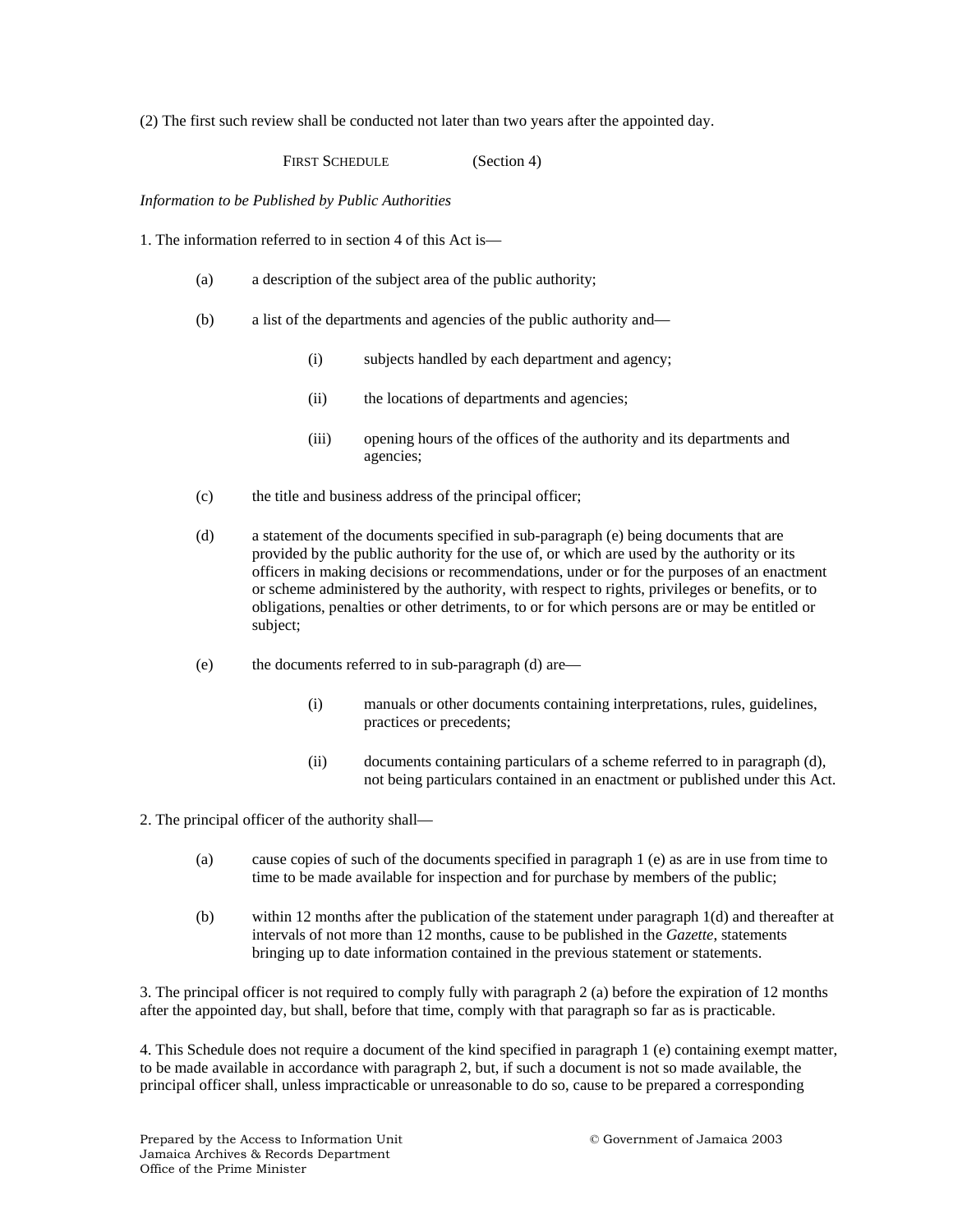(2) The first such review shall be conducted not later than two years after the appointed day.

## FIRST SCHEDULE (Section 4)

*Information to be Published by Public Authorities*

1. The information referred to in section 4 of this Act is—

   (a) a description of the subject area of the public authority;

   (b) a list of the departments and agencies of the public authority and—

      (i) subjects handled by each department and agency;

      (ii) the locations of departments and agencies;

      (iii) opening hours of the offices of the authority and its departments and agencies;

   (c) the title and business address of the principal officer;

   (d) a statement of the documents specified in sub-paragraph (e) being documents that are provided by the public authority for the use of, or which are used by the authority or its officers in making decisions or recommendations, under or for the purposes of an enactment or scheme administered by the authority, with respect to rights, privileges or benefits, or to obligations, penalties or other detriments, to or for which persons are or may be entitled or subject;

   (e) the documents referred to in sub-paragraph (d) are—

      (i) manuals or other documents containing interpretations, rules, guidelines, practices or precedents;

      (ii) documents containing particulars of a scheme referred to in paragraph (d), not being particulars contained in an enactment or published under this Act.

2. The principal officer of the authority shall—

   (a) cause copies of such of the documents specified in paragraph 1 (e) as are in use from time to time to be made available for inspection and for purchase by members of the public;

   (b) within 12 months after the publication of the statement under paragraph 1(d) and thereafter at intervals of not more than 12 months, cause to be published in the *Gazette*, statements bringing up to date information contained in the previous statement or statements.

3. The principal officer is not required to comply fully with paragraph 2 (a) before the expiration of 12 months after the appointed day, but shall, before that time, comply with that paragraph so far as is practicable.

4. This Schedule does not require a document of the kind specified in paragraph 1 (e) containing exempt matter, to be made available in accordance with paragraph 2, but, if such a document is not so made available, the principal officer shall, unless impracticable or unreasonable to do so, cause to be prepared a corresponding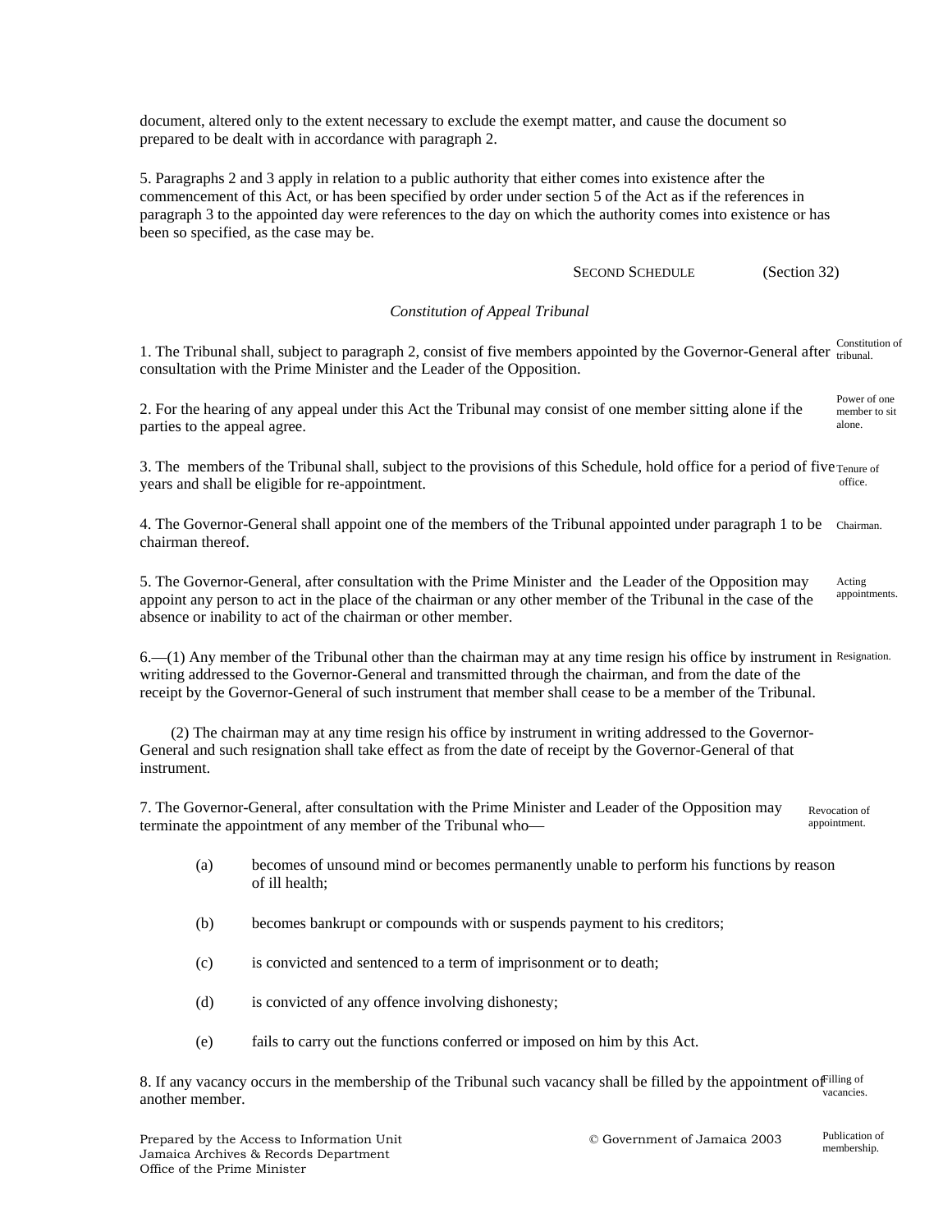document, altered only to the extent necessary to exclude the exempt matter, and cause the document so prepared to be dealt with in accordance with paragraph 2.

5. Paragraphs 2 and 3 apply in relation to a public authority that either comes into existence after the commencement of this Act, or has been specified by order under section 5 of the Act as if the references in paragraph 3 to the appointed day were references to the day on which the authority comes into existence or has been so specified, as the case may be.

## SECOND SCHEDULE (Section 32)

*Constitution of Appeal Tribunal*

Constitution of tribunal.

1. The Tribunal shall, subject to paragraph 2, consist of five members appointed by the Governor-General after consultation with the Prime Minister and the Leader of the Opposition.

Power of one member to sit alone.

2. For the hearing of any appeal under this Act the Tribunal may consist of one member sitting alone if the parties to the appeal agree.

Tenure of office.

3. The members of the Tribunal shall, subject to the provisions of this Schedule, hold office for a period of five years and shall be eligible for re-appointment.

Chairman.

4. The Governor-General shall appoint one of the members of the Tribunal appointed under paragraph 1 to be chairman thereof.

Acting appointments.

5. The Governor-General, after consultation with the Prime Minister and the Leader of the Opposition may appoint any person to act in the place of the chairman or any other member of the Tribunal in the case of the absence or inability to act of the chairman or other member.

Resignation.

6.—(1) Any member of the Tribunal other than the chairman may at any time resign his office by instrument in writing addressed to the Governor-General and transmitted through the chairman, and from the date of the receipt by the Governor-General of such instrument that member shall cease to be a member of the Tribunal.

(2) The chairman may at any time resign his office by instrument in writing addressed to the Governor-General and such resignation shall take effect as from the date of receipt by the Governor-General of that instrument.

Revocation of appointment.

7. The Governor-General, after consultation with the Prime Minister and Leader of the Opposition may terminate the appointment of any member of the Tribunal who—

(a) becomes of unsound mind or becomes permanently unable to perform his functions by reason of ill health;

(b) becomes bankrupt or compounds with or suspends payment to his creditors;

(c) is convicted and sentenced to a term of imprisonment or to death;

(d) is convicted of any offence involving dishonesty;

(e) fails to carry out the functions conferred or imposed on him by this Act.

Filling of vacancies.

8. If any vacancy occurs in the membership of the Tribunal such vacancy shall be filled by the appointment of another member.

Publication of membership.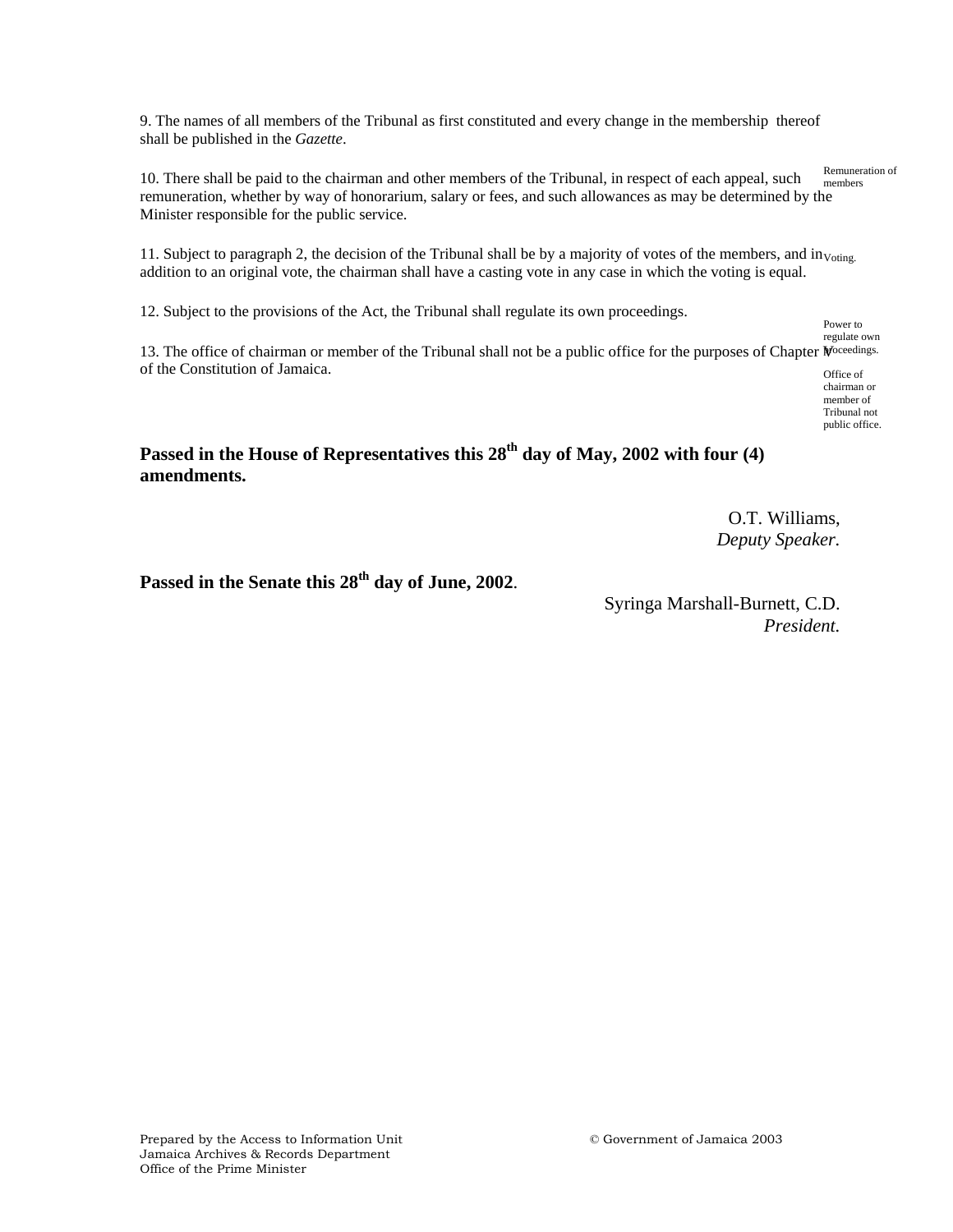9. The names of all members of the Tribunal as first constituted and every change in the membership thereof shall be published in the *Gazette*.

Remuneration of members

10. There shall be paid to the chairman and other members of the Tribunal, in respect of each appeal, such remuneration, whether by way of honorarium, salary or fees, and such allowances as may be determined by the Minister responsible for the public service.

Voting.

11. Subject to paragraph 2, the decision of the Tribunal shall be by a majority of votes of the members, and in addition to an original vote, the chairman shall have a casting vote in any case in which the voting is equal.

Power to regulate own proceedings.

12. Subject to the provisions of the Act, the Tribunal shall regulate its own proceedings.

Office of chairman or member of Tribunal not public office.

13. The office of chairman or member of the Tribunal shall not be a public office for the purposes of Chapter V of the Constitution of Jamaica.

**Passed in the House of Representatives this 28th day of May, 2002 with four (4) amendments.**

O.T. Williams,
*Deputy Speaker.*

**Passed in the Senate this 28th day of June, 2002**.

Syringa Marshall-Burnett, C.D.
*President.*

Prepared by the Access to Information Unit
Jamaica Archives & Records Department
Office of the Prime Minister

© Government of Jamaica 2003